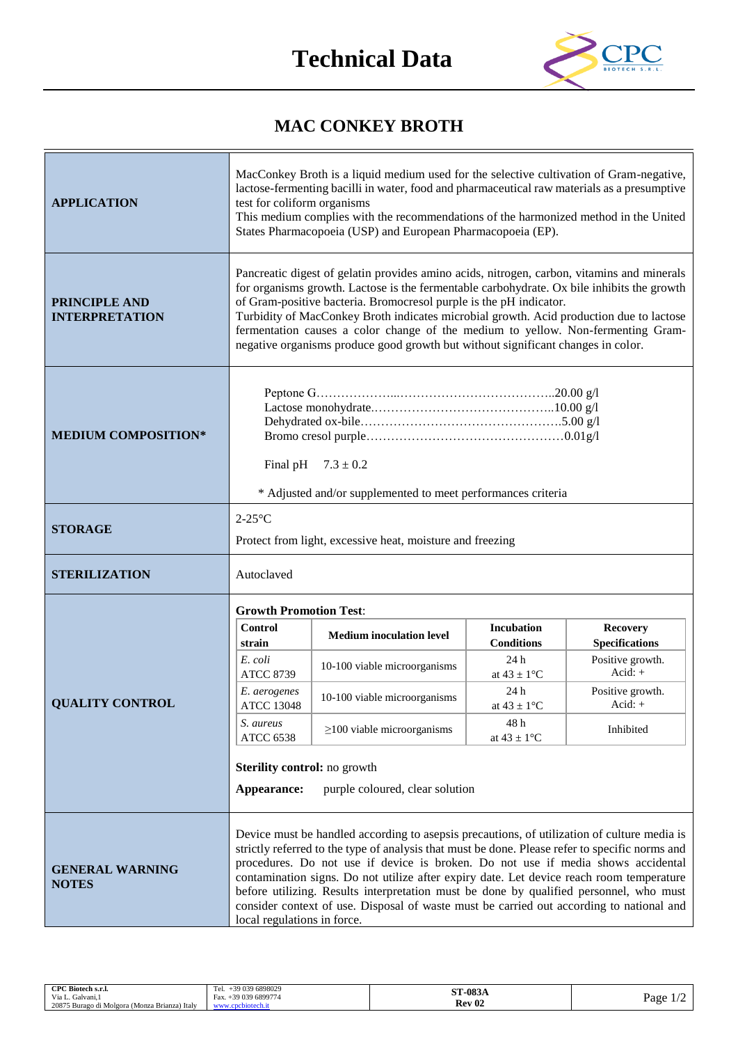# Technical Data

## MAC CONKEY BROTH

| | |
|---|---|
| **APPLICATION** | MacConkey Broth is a liquid medium used for the selective cultivation of Gram-negative, lactose-fermenting bacilli in water, food and pharmaceutical raw materials as a presumptive test for coliform organisms<br>This medium complies with the recommendations of the harmonized method in the United States Pharmacopoeia (USP) and European Pharmacopoeia (EP). |
| **PRINCIPLE AND INTERPRETATION** | Pancreatic digest of gelatin provides amino acids, nitrogen, carbon, vitamins and minerals for organisms growth. Lactose is the fermentable carbohydrate. Ox bile inhibits the growth of Gram-positive bacteria. Bromocresol purple is the pH indicator.<br>Turbidity of MacConkey Broth indicates microbial growth. Acid production due to lactose fermentation causes a color change of the medium to yellow. Non-fermenting Gram-negative organisms produce good growth but without significant changes in color. |
| **MEDIUM COMPOSITION*** | Peptone G……………………………………………..20.00 g/l<br>Lactose monohydrate……………………………………..10.00 g/l<br>Dehydrated ox-bile………………………………………….5.00 g/l<br>Bromo cresol purple…………………………………………0.01g/l<br><br>Final pH 7.3 ± 0.2<br><br>* Adjusted and/or supplemented to meet performances criteria |
| **STORAGE** | 2-25°C<br>Protect from light, excessive heat, moisture and freezing |
| **STERILIZATION** | Autoclaved |
| **QUALITY CONTROL** | **Growth Promotion Test**: (see table below)<br><br>**Sterility control:** no growth<br><br>**Appearance:** purple coloured, clear solution |
| **GENERAL WARNING NOTES** | Device must be handled according to asepsis precautions, of utilization of culture media is strictly referred to the type of analysis that must be done. Please refer to specific norms and procedures. Do not use if device is broken. Do not use if media shows accidental contamination signs. Do not utilize after expiry date. Let device reach room temperature before utilizing. Results interpretation must be done by qualified personnel, who must consider context of use. Disposal of waste must be carried out according to national and local regulations in force. |

**Growth Promotion Test**:

| Control strain | Medium inoculation level | Incubation Conditions | Recovery Specifications |
|---|---|---|---|
| *E. coli* ATCC 8739 | 10-100 viable microorganisms | 24 h at 43 ± 1°C | Positive growth. Acid: + |
| *E. aerogenes* ATCC 13048 | 10-100 viable microorganisms | 24 h at 43 ± 1°C | Positive growth. Acid: + |
| *S. aureus* ATCC 6538 | ≥100 viable microorganisms | 48 h at 43 ± 1°C | Inhibited |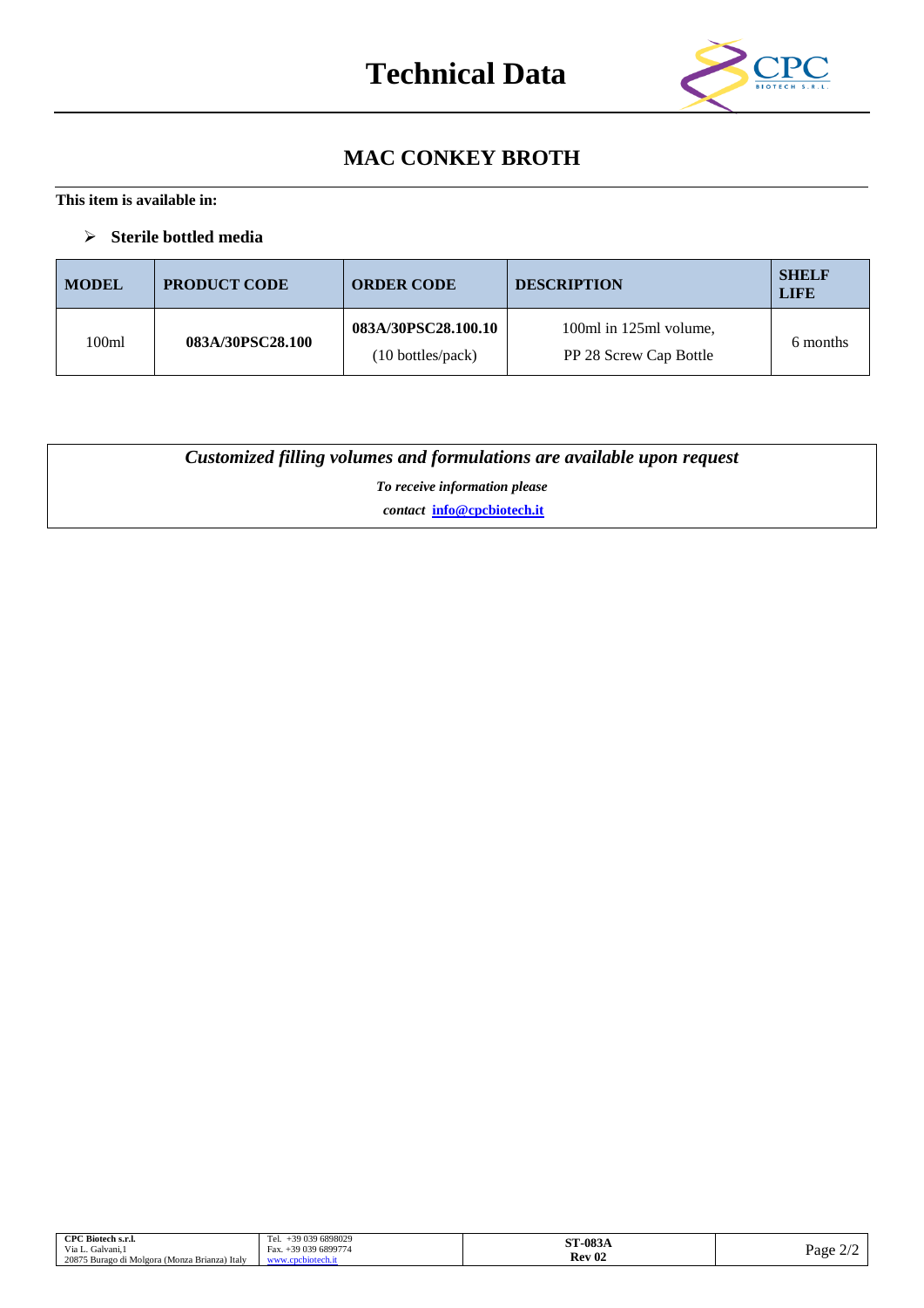# MAC CONKEY BROTH

**This item is available in:**

- **Sterile bottled media**

| MODEL | PRODUCT CODE | ORDER CODE | DESCRIPTION | SHELF LIFE |
|---|---|---|---|---|
| 100ml | **083A/30PSC28.100** | **083A/30PSC28.100.10** (10 bottles/pack) | 100ml in 125ml volume, PP 28 Screw Cap Bottle | 6 months |

***Customized filling volumes and formulations are available upon request***

***To receive information please contact [info@cpcbiotech.it](mailto:info@cpcbiotech.it)***